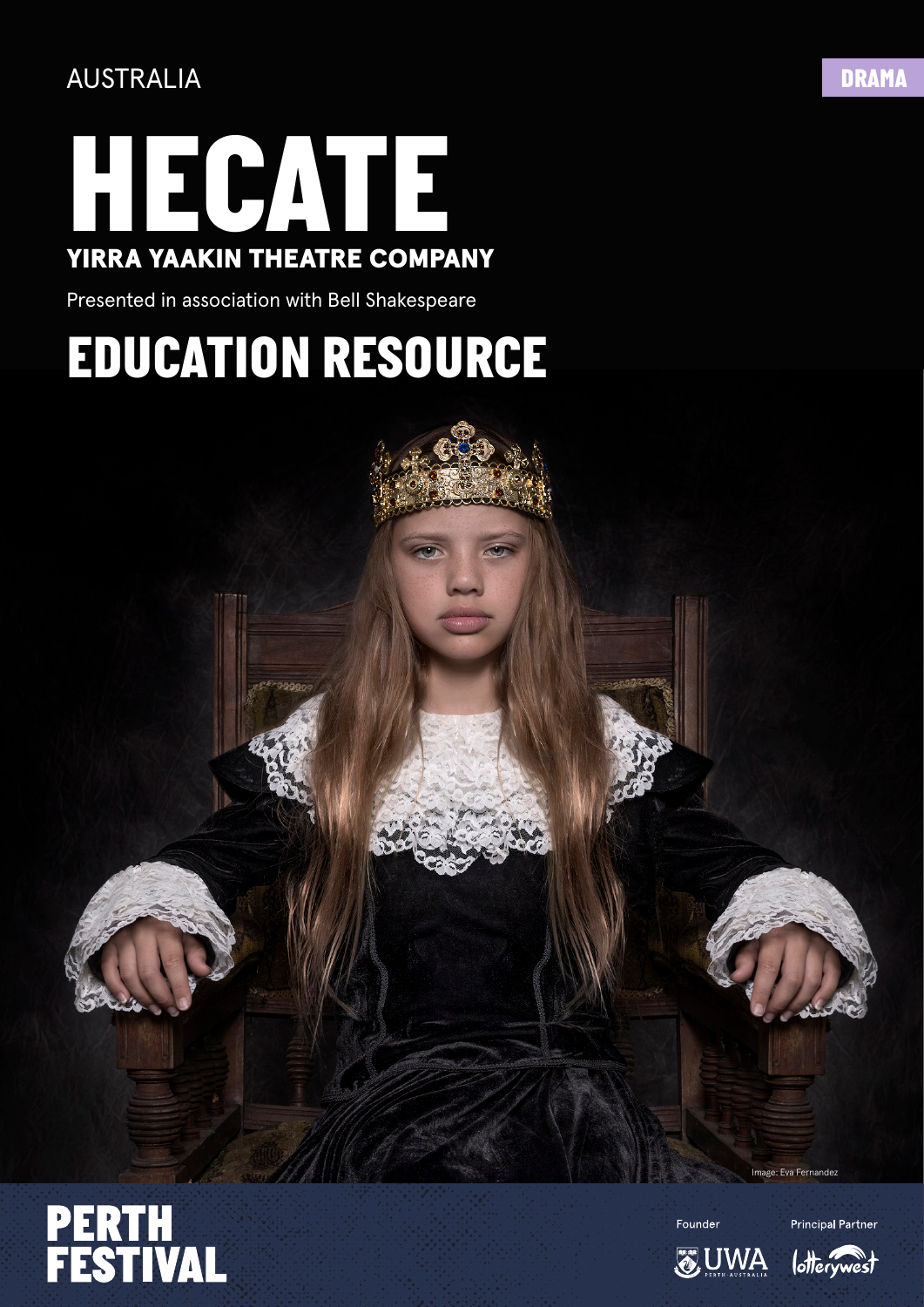AUSTRALIA

DRAMA

# HECATE

## YIRRA YAAKIN THEATRE COMPANY

Presented in association with Bell Shakespeare

# EDUCATION RESOURCE

Image: Eva Fernandez

PERTH FESTIVAL

Founder UWA

Principal Partner Lotterywest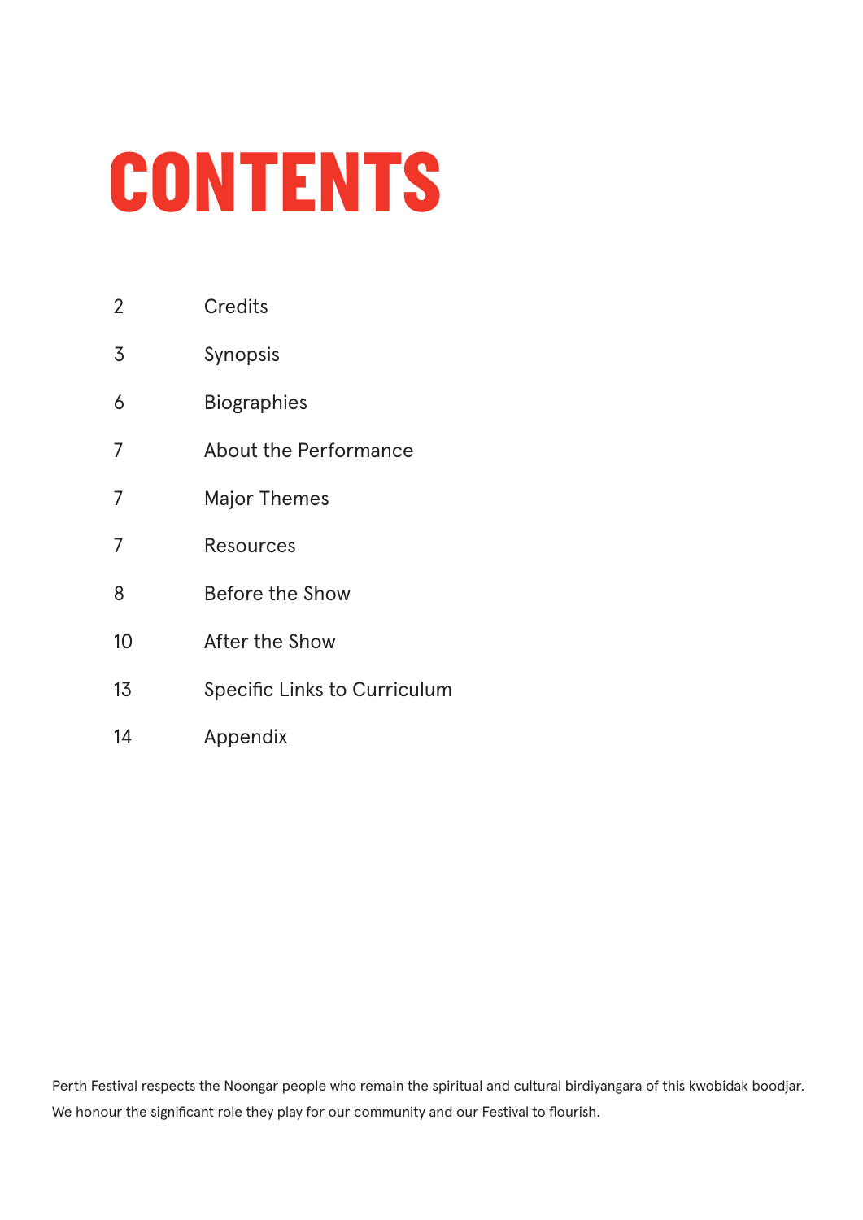# CONTENTS

| | |
|---|---|
| 2 | Credits |
| 3 | Synopsis |
| 6 | Biographies |
| 7 | About the Performance |
| 7 | Major Themes |
| 7 | Resources |
| 8 | Before the Show |
| 10 | After the Show |
| 13 | Specific Links to Curriculum |
| 14 | Appendix |

Perth Festival respects the Noongar people who remain the spiritual and cultural birdiyangara of this kwobidak boodjar. We honour the significant role they play for our community and our Festival to flourish.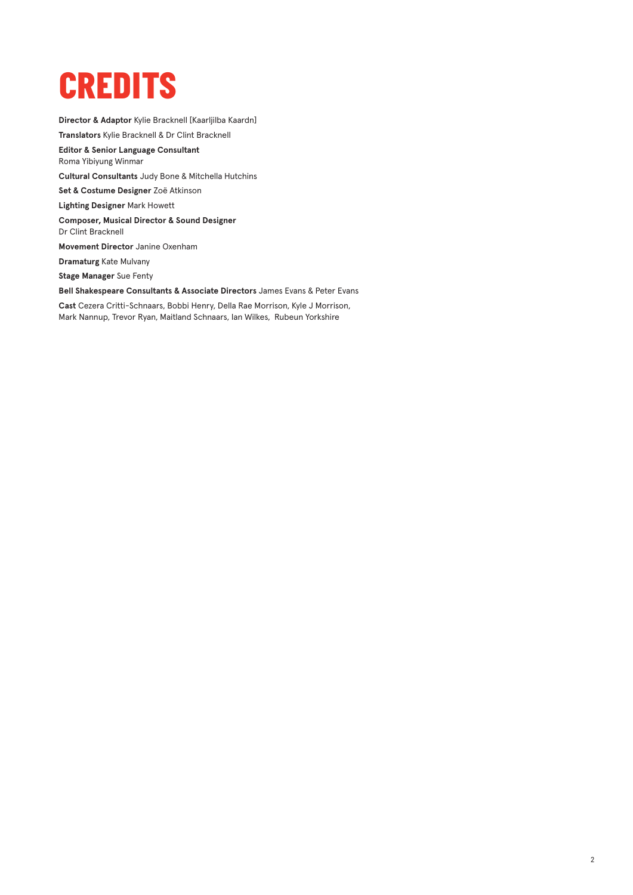# CREDITS

**Director & Adaptor** Kylie Bracknell [Kaarljilba Kaardn]

**Translators** Kylie Bracknell & Dr Clint Bracknell

**Editor & Senior Language Consultant**
Roma Yibiyung Winmar

**Cultural Consultants** Judy Bone & Mitchella Hutchins

**Set & Costume Designer** Zoë Atkinson

**Lighting Designer** Mark Howett

**Composer, Musical Director & Sound Designer**
Dr Clint Bracknell

**Movement Director** Janine Oxenham

**Dramaturg** Kate Mulvany

**Stage Manager** Sue Fenty

**Bell Shakespeare Consultants & Associate Directors** James Evans & Peter Evans

**Cast** Cezera Critti-Schnaars, Bobbi Henry, Della Rae Morrison, Kyle J Morrison, Mark Nannup, Trevor Ryan, Maitland Schnaars, Ian Wilkes, Rubeun Yorkshire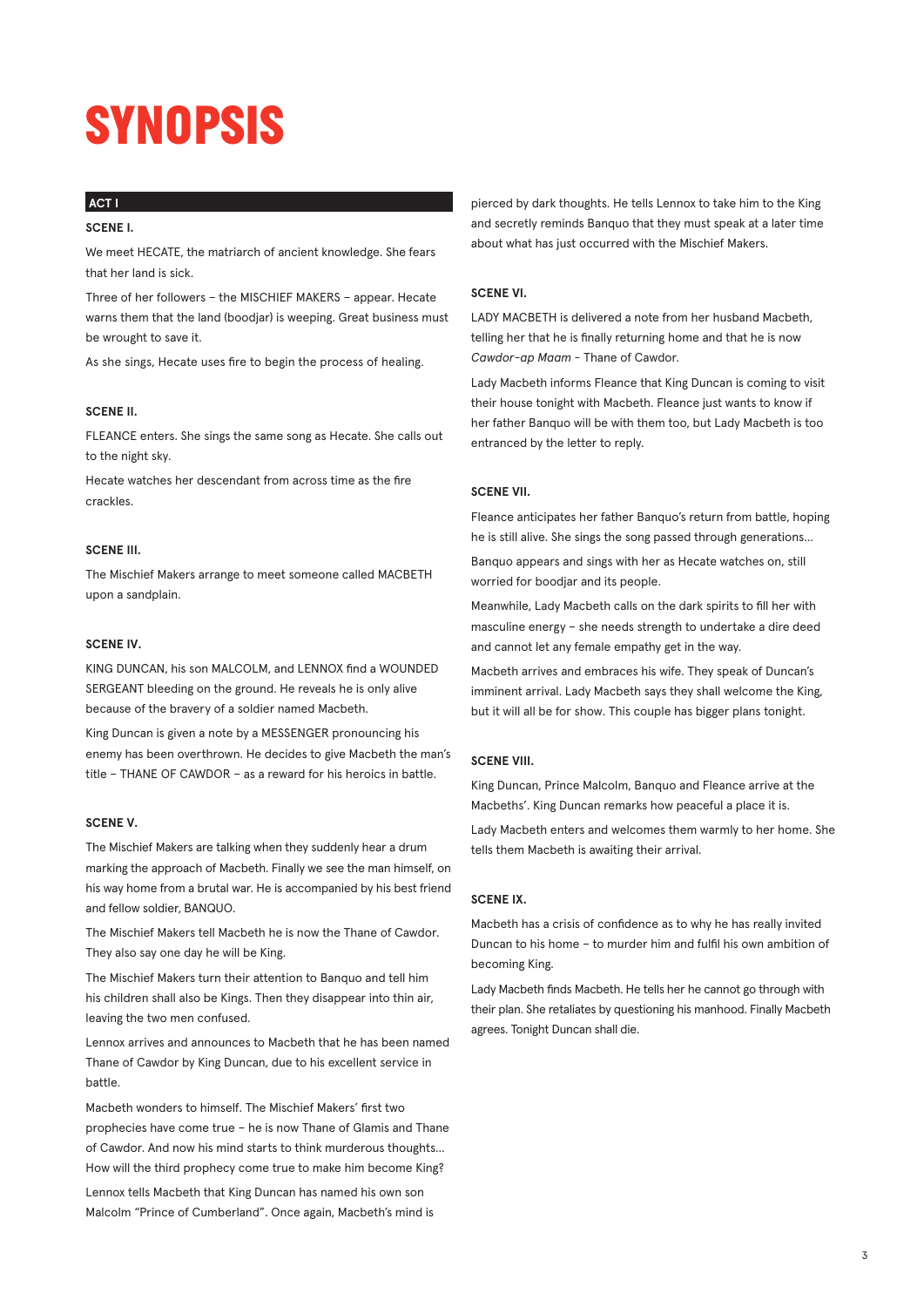# SYNOPSIS

## ACT I

### SCENE I.

We meet HECATE, the matriarch of ancient knowledge. She fears that her land is sick.

Three of her followers – the MISCHIEF MAKERS – appear. Hecate warns them that the land (boodjar) is weeping. Great business must be wrought to save it.

As she sings, Hecate uses fire to begin the process of healing.

### SCENE II.

FLEANCE enters. She sings the same song as Hecate. She calls out to the night sky.

Hecate watches her descendant from across time as the fire crackles.

### SCENE III.

The Mischief Makers arrange to meet someone called MACBETH upon a sandplain.

### SCENE IV.

KING DUNCAN, his son MALCOLM, and LENNOX find a WOUNDED SERGEANT bleeding on the ground. He reveals he is only alive because of the bravery of a soldier named Macbeth.

King Duncan is given a note by a MESSENGER pronouncing his enemy has been overthrown. He decides to give Macbeth the man's title – THANE OF CAWDOR – as a reward for his heroics in battle.

### SCENE V.

The Mischief Makers are talking when they suddenly hear a drum marking the approach of Macbeth. Finally we see the man himself, on his way home from a brutal war. He is accompanied by his best friend and fellow soldier, BANQUO.

The Mischief Makers tell Macbeth he is now the Thane of Cawdor. They also say one day he will be King.

The Mischief Makers turn their attention to Banquo and tell him his children shall also be Kings. Then they disappear into thin air, leaving the two men confused.

Lennox arrives and announces to Macbeth that he has been named Thane of Cawdor by King Duncan, due to his excellent service in battle.

Macbeth wonders to himself. The Mischief Makers' first two prophecies have come true – he is now Thane of Glamis and Thane of Cawdor. And now his mind starts to think murderous thoughts... How will the third prophecy come true to make him become King?

Lennox tells Macbeth that King Duncan has named his own son Malcolm "Prince of Cumberland". Once again, Macbeth's mind is pierced by dark thoughts. He tells Lennox to take him to the King and secretly reminds Banquo that they must speak at a later time about what has just occurred with the Mischief Makers.

### SCENE VI.

LADY MACBETH is delivered a note from her husband Macbeth, telling her that he is finally returning home and that he is now *Cawdor-ap Maam* - Thane of Cawdor.

Lady Macbeth informs Fleance that King Duncan is coming to visit their house tonight with Macbeth. Fleance just wants to know if her father Banquo will be with them too, but Lady Macbeth is too entranced by the letter to reply.

### SCENE VII.

Fleance anticipates her father Banquo's return from battle, hoping he is still alive. She sings the song passed through generations...

Banquo appears and sings with her as Hecate watches on, still worried for boodjar and its people.

Meanwhile, Lady Macbeth calls on the dark spirits to fill her with masculine energy – she needs strength to undertake a dire deed and cannot let any female empathy get in the way.

Macbeth arrives and embraces his wife. They speak of Duncan's imminent arrival. Lady Macbeth says they shall welcome the King, but it will all be for show. This couple has bigger plans tonight.

### SCENE VIII.

King Duncan, Prince Malcolm, Banquo and Fleance arrive at the Macbeths'. King Duncan remarks how peaceful a place it is.

Lady Macbeth enters and welcomes them warmly to her home. She tells them Macbeth is awaiting their arrival.

### SCENE IX.

Macbeth has a crisis of confidence as to why he has really invited Duncan to his home – to murder him and fulfil his own ambition of becoming King.

Lady Macbeth finds Macbeth. He tells her he cannot go through with their plan. She retaliates by questioning his manhood. Finally Macbeth agrees. Tonight Duncan shall die.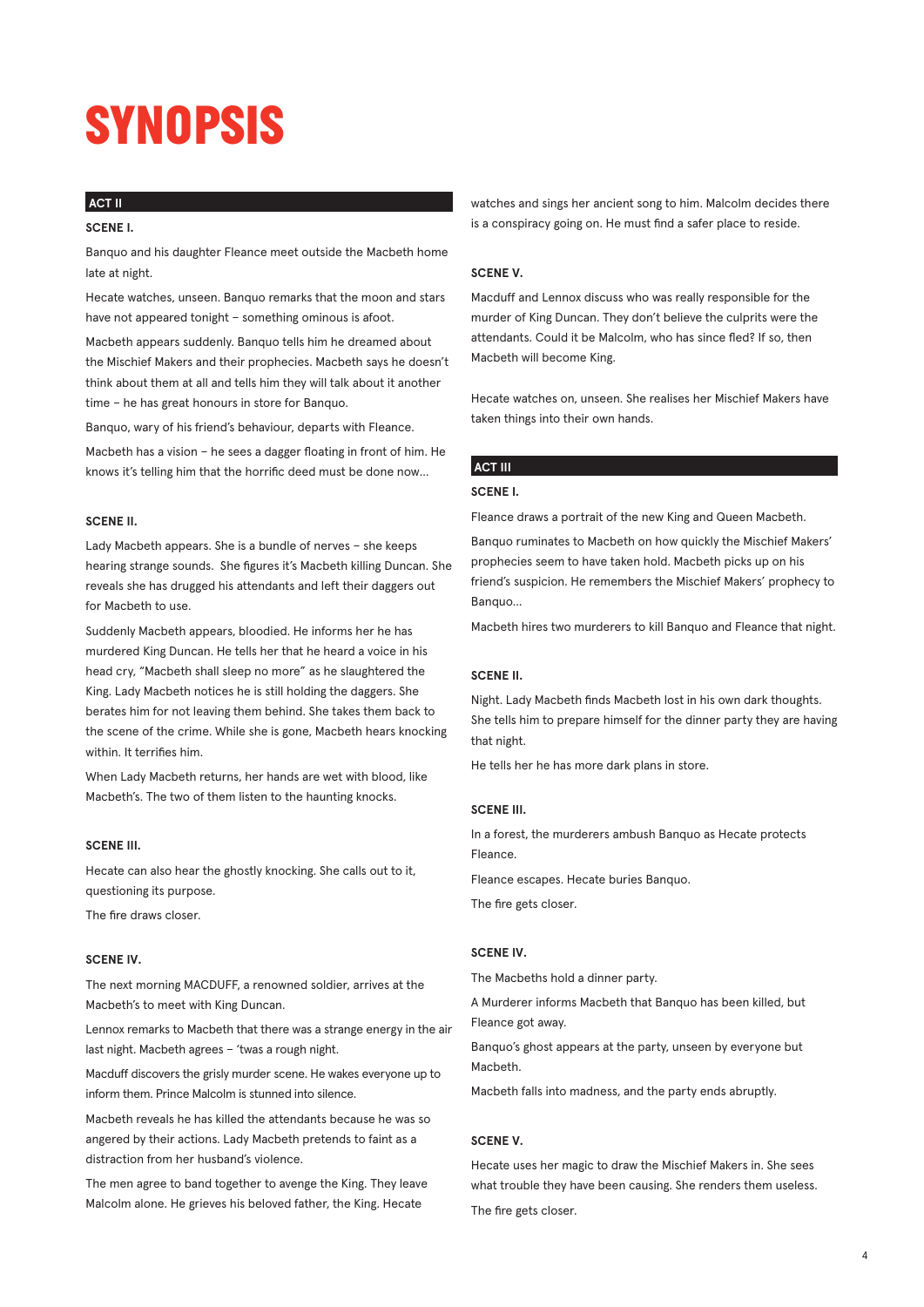# SYNOPSIS

## ACT II

### SCENE I.

Banquo and his daughter Fleance meet outside the Macbeth home late at night.

Hecate watches, unseen. Banquo remarks that the moon and stars have not appeared tonight – something ominous is afoot.

Macbeth appears suddenly. Banquo tells him he dreamed about the Mischief Makers and their prophecies. Macbeth says he doesn't think about them at all and tells him they will talk about it another time – he has great honours in store for Banquo.

Banquo, wary of his friend's behaviour, departs with Fleance.

Macbeth has a vision – he sees a dagger floating in front of him. He knows it's telling him that the horrific deed must be done now…

### SCENE II.

Lady Macbeth appears. She is a bundle of nerves – she keeps hearing strange sounds. She figures it's Macbeth killing Duncan. She reveals she has drugged his attendants and left their daggers out for Macbeth to use.

Suddenly Macbeth appears, bloodied. He informs her he has murdered King Duncan. He tells her that he heard a voice in his head cry, "Macbeth shall sleep no more" as he slaughtered the King. Lady Macbeth notices he is still holding the daggers. She berates him for not leaving them behind. She takes them back to the scene of the crime. While she is gone, Macbeth hears knocking within. It terrifies him.

When Lady Macbeth returns, her hands are wet with blood, like Macbeth's. The two of them listen to the haunting knocks.

### SCENE III.

Hecate can also hear the ghostly knocking. She calls out to it, questioning its purpose.

The fire draws closer.

### SCENE IV.

The next morning MACDUFF, a renowned soldier, arrives at the Macbeth's to meet with King Duncan.

Lennox remarks to Macbeth that there was a strange energy in the air last night. Macbeth agrees – 'twas a rough night.

Macduff discovers the grisly murder scene. He wakes everyone up to inform them. Prince Malcolm is stunned into silence.

Macbeth reveals he has killed the attendants because he was so angered by their actions. Lady Macbeth pretends to faint as a distraction from her husband's violence.

The men agree to band together to avenge the King. They leave Malcolm alone. He grieves his beloved father, the King. Hecate watches and sings her ancient song to him. Malcolm decides there is a conspiracy going on. He must find a safer place to reside.

### SCENE V.

Macduff and Lennox discuss who was really responsible for the murder of King Duncan. They don't believe the culprits were the attendants. Could it be Malcolm, who has since fled? If so, then Macbeth will become King.

Hecate watches on, unseen. She realises her Mischief Makers have taken things into their own hands.

## ACT III

### SCENE I.

Fleance draws a portrait of the new King and Queen Macbeth.

Banquo ruminates to Macbeth on how quickly the Mischief Makers' prophecies seem to have taken hold. Macbeth picks up on his friend's suspicion. He remembers the Mischief Makers' prophecy to Banquo…

Macbeth hires two murderers to kill Banquo and Fleance that night.

### SCENE II.

Night. Lady Macbeth finds Macbeth lost in his own dark thoughts. She tells him to prepare himself for the dinner party they are having that night.

He tells her he has more dark plans in store.

### SCENE III.

In a forest, the murderers ambush Banquo as Hecate protects Fleance.

Fleance escapes. Hecate buries Banquo.

The fire gets closer.

### SCENE IV.

The Macbeths hold a dinner party.

A Murderer informs Macbeth that Banquo has been killed, but Fleance got away.

Banquo's ghost appears at the party, unseen by everyone but Macbeth.

Macbeth falls into madness, and the party ends abruptly.

### SCENE V.

Hecate uses her magic to draw the Mischief Makers in. She sees what trouble they have been causing. She renders them useless.

The fire gets closer.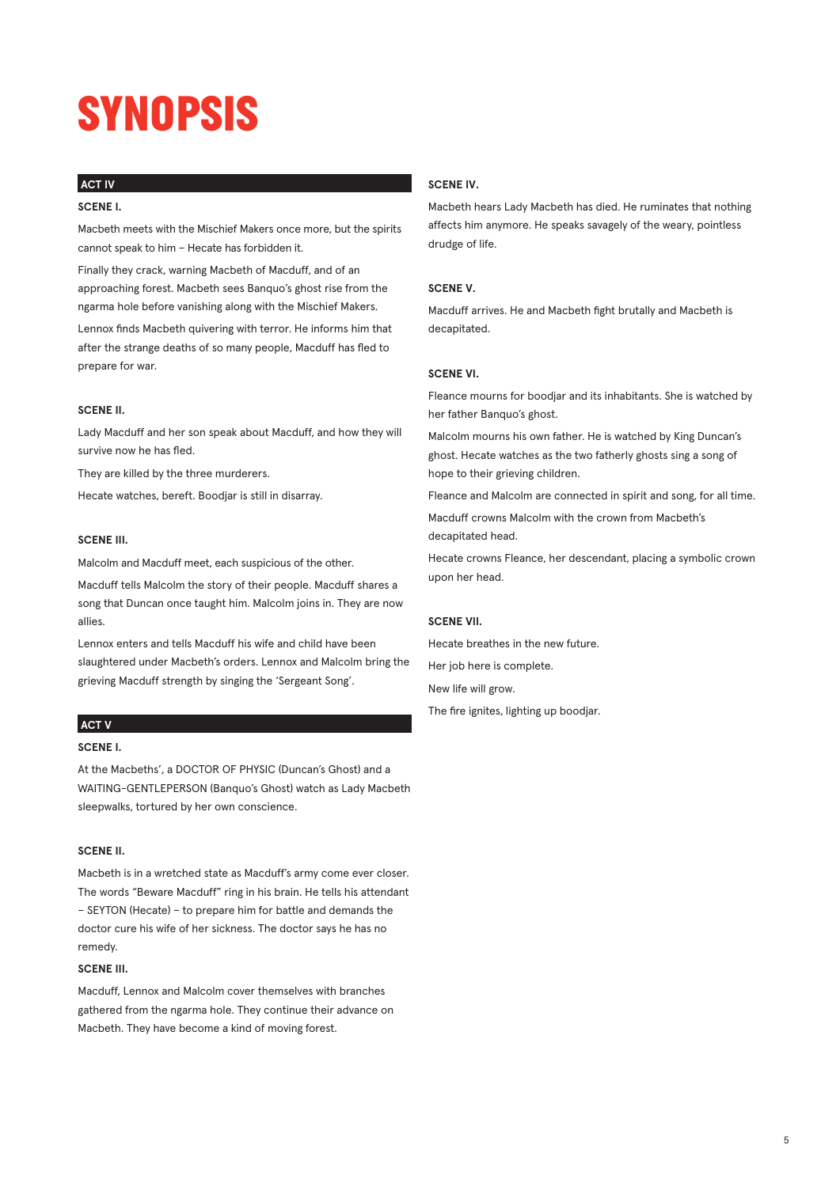# SYNOPSIS

## ACT IV

### SCENE I.

Macbeth meets with the Mischief Makers once more, but the spirits cannot speak to him – Hecate has forbidden it.

Finally they crack, warning Macbeth of Macduff, and of an approaching forest. Macbeth sees Banquo's ghost rise from the ngarma hole before vanishing along with the Mischief Makers.

Lennox finds Macbeth quivering with terror. He informs him that after the strange deaths of so many people, Macduff has fled to prepare for war.

### SCENE II.

Lady Macduff and her son speak about Macduff, and how they will survive now he has fled.

They are killed by the three murderers.

Hecate watches, bereft. Boodjar is still in disarray.

### SCENE III.

Malcolm and Macduff meet, each suspicious of the other.

Macduff tells Malcolm the story of their people. Macduff shares a song that Duncan once taught him. Malcolm joins in. They are now allies.

Lennox enters and tells Macduff his wife and child have been slaughtered under Macbeth's orders. Lennox and Malcolm bring the grieving Macduff strength by singing the 'Sergeant Song'.

## ACT V

### SCENE I.

At the Macbeths', a DOCTOR OF PHYSIC (Duncan's Ghost) and a WAITING-GENTLEPERSON (Banquo's Ghost) watch as Lady Macbeth sleepwalks, tortured by her own conscience.

### SCENE II.

Macbeth is in a wretched state as Macduff's army come ever closer. The words "Beware Macduff" ring in his brain. He tells his attendant – SEYTON (Hecate) – to prepare him for battle and demands the doctor cure his wife of her sickness. The doctor says he has no remedy.

### SCENE III.

Macduff, Lennox and Malcolm cover themselves with branches gathered from the ngarma hole. They continue their advance on Macbeth. They have become a kind of moving forest.

### SCENE IV.

Macbeth hears Lady Macbeth has died. He ruminates that nothing affects him anymore. He speaks savagely of the weary, pointless drudge of life.

### SCENE V.

Macduff arrives. He and Macbeth fight brutally and Macbeth is decapitated.

### SCENE VI.

Fleance mourns for boodjar and its inhabitants. She is watched by her father Banquo's ghost.

Malcolm mourns his own father. He is watched by King Duncan's ghost. Hecate watches as the two fatherly ghosts sing a song of hope to their grieving children.

Fleance and Malcolm are connected in spirit and song, for all time.

Macduff crowns Malcolm with the crown from Macbeth's decapitated head.

Hecate crowns Fleance, her descendant, placing a symbolic crown upon her head.

### SCENE VII.

Hecate breathes in the new future.

Her job here is complete.

New life will grow.

The fire ignites, lighting up boodjar.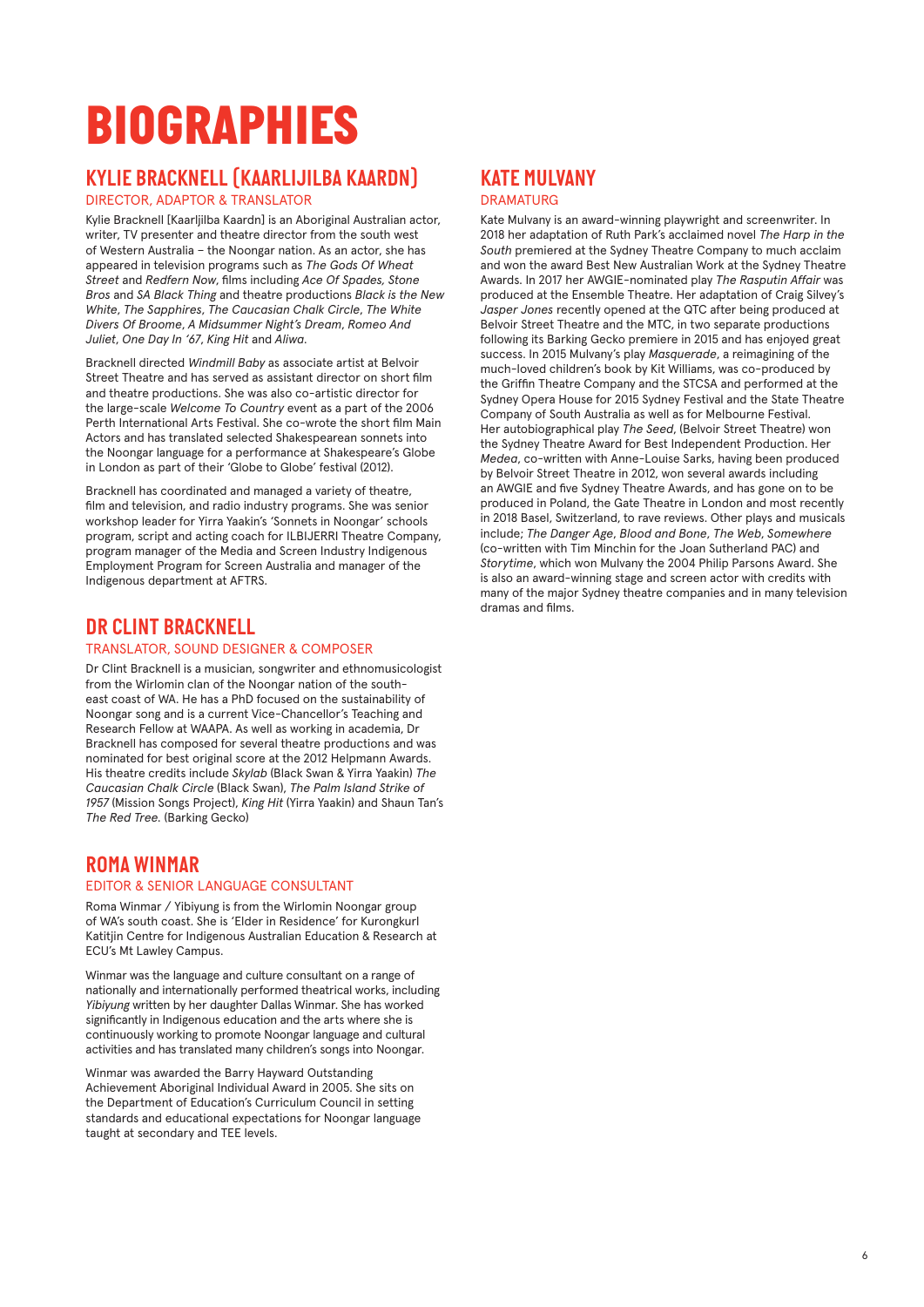# BIOGRAPHIES

## KYLIE BRACKNELL [KAARLIJILBA KAARDN]

DIRECTOR, ADAPTOR & TRANSLATOR

Kylie Bracknell [Kaarljilba Kaardn] is an Aboriginal Australian actor, writer, TV presenter and theatre director from the south west of Western Australia – the Noongar nation. As an actor, she has appeared in television programs such as *The Gods Of Wheat Street* and *Redfern Now*, films including *Ace Of Spades*, *Stone Bros* and *SA Black Thing* and theatre productions *Black is the New White*, *The Sapphires*, *The Caucasian Chalk Circle*, *The White Divers Of Broome*, *A Midsummer Night's Dream*, *Romeo And Juliet*, *One Day In '67*, *King Hit* and *Aliwa*.

Bracknell directed *Windmill Baby* as associate artist at Belvoir Street Theatre and has served as assistant director on short film and theatre productions. She was also co-artistic director for the large-scale *Welcome To Country* event as a part of the 2006 Perth International Arts Festival. She co-wrote the short film Main Actors and has translated selected Shakespearean sonnets into the Noongar language for a performance at Shakespeare's Globe in London as part of their 'Globe to Globe' festival (2012).

Bracknell has coordinated and managed a variety of theatre, film and television, and radio industry programs. She was senior workshop leader for Yirra Yaakin's 'Sonnets in Noongar' schools program, script and acting coach for ILBIJERRI Theatre Company, program manager of the Media and Screen Industry Indigenous Employment Program for Screen Australia and manager of the Indigenous department at AFTRS.

## DR CLINT BRACKNELL

TRANSLATOR, SOUND DESIGNER & COMPOSER

Dr Clint Bracknell is a musician, songwriter and ethnomusicologist from the Wirlomin clan of the Noongar nation of the south-east coast of WA. He has a PhD focused on the sustainability of Noongar song and is a current Vice-Chancellor's Teaching and Research Fellow at WAAPA. As well as working in academia, Dr Bracknell has composed for several theatre productions and was nominated for best original score at the 2012 Helpmann Awards. His theatre credits include *Skylab* (Black Swan & Yirra Yaakin) *The Caucasian Chalk Circle* (Black Swan), *The Palm Island Strike of 1957* (Mission Songs Project), *King Hit* (Yirra Yaakin) and Shaun Tan's *The Red Tree.* (Barking Gecko)

## ROMA WINMAR

EDITOR & SENIOR LANGUAGE CONSULTANT

Roma Winmar / Yibiyung is from the Wirlomin Noongar group of WA's south coast. She is 'Elder in Residence' for Kurongkurl Katitjin Centre for Indigenous Australian Education & Research at ECU's Mt Lawley Campus.

Winmar was the language and culture consultant on a range of nationally and internationally performed theatrical works, including *Yibiyung* written by her daughter Dallas Winmar. She has worked significantly in Indigenous education and the arts where she is continuously working to promote Noongar language and cultural activities and has translated many children's songs into Noongar.

Winmar was awarded the Barry Hayward Outstanding Achievement Aboriginal Individual Award in 2005. She sits on the Department of Education's Curriculum Council in setting standards and educational expectations for Noongar language taught at secondary and TEE levels.

## KATE MULVANY

DRAMATURG

Kate Mulvany is an award-winning playwright and screenwriter. In 2018 her adaptation of Ruth Park's acclaimed novel *The Harp in the South* premiered at the Sydney Theatre Company to much acclaim and won the award Best New Australian Work at the Sydney Theatre Awards. In 2017 her AWGIE-nominated play *The Rasputin Affair* was produced at the Ensemble Theatre. Her adaptation of Craig Silvey's *Jasper Jones* recently opened at the QTC after being produced at Belvoir Street Theatre and the MTC, in two separate productions following its Barking Gecko premiere in 2015 and has enjoyed great success. In 2015 Mulvany's play *Masquerade*, a reimagining of the much-loved children's book by Kit Williams, was co-produced by the Griffin Theatre Company and the STCSA and performed at the Sydney Opera House for 2015 Sydney Festival and the State Theatre Company of South Australia as well as for Melbourne Festival. Her autobiographical play *The Seed*, (Belvoir Street Theatre) won the Sydney Theatre Award for Best Independent Production. Her *Medea*, co-written with Anne-Louise Sarks, having been produced by Belvoir Street Theatre in 2012, won several awards including an AWGIE and five Sydney Theatre Awards, and has gone on to be produced in Poland, the Gate Theatre in London and most recently in 2018 Basel, Switzerland, to rave reviews. Other plays and musicals include; *The Danger Age*, *Blood and Bone*, *The Web*, *Somewhere* (co-written with Tim Minchin for the Joan Sutherland PAC) and *Storytime*, which won Mulvany the 2004 Philip Parsons Award. She is also an award-winning stage and screen actor with credits with many of the major Sydney theatre companies and in many television dramas and films.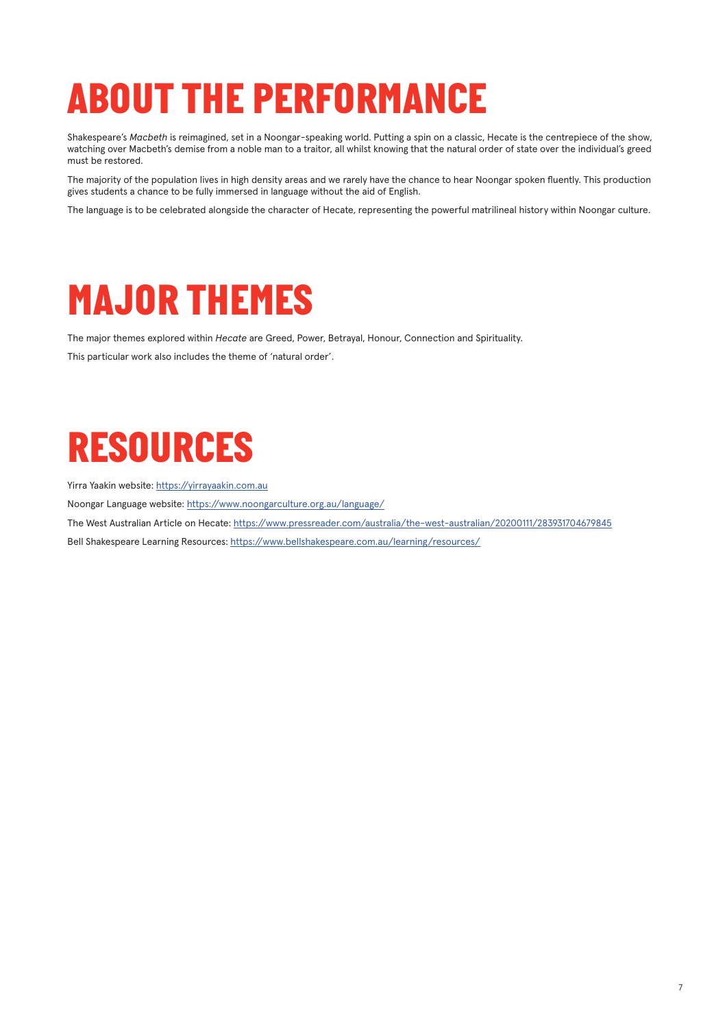# ABOUT THE PERFORMANCE

Shakespeare's *Macbeth* is reimagined, set in a Noongar-speaking world. Putting a spin on a classic, Hecate is the centrepiece of the show, watching over Macbeth's demise from a noble man to a traitor, all whilst knowing that the natural order of state over the individual's greed must be restored.

The majority of the population lives in high density areas and we rarely have the chance to hear Noongar spoken fluently. This production gives students a chance to be fully immersed in language without the aid of English.

The language is to be celebrated alongside the character of Hecate, representing the powerful matrilineal history within Noongar culture.

# MAJOR THEMES

The major themes explored within *Hecate* are Greed, Power, Betrayal, Honour, Connection and Spirituality.

This particular work also includes the theme of 'natural order'.

# RESOURCES

Yirra Yaakin website: https://yirrayaakin.com.au

Noongar Language website: https://www.noongarculture.org.au/language/

The West Australian Article on Hecate: https://www.pressreader.com/australia/the-west-australian/20200111/283931704679845

Bell Shakespeare Learning Resources: https://www.bellshakespeare.com.au/learning/resources/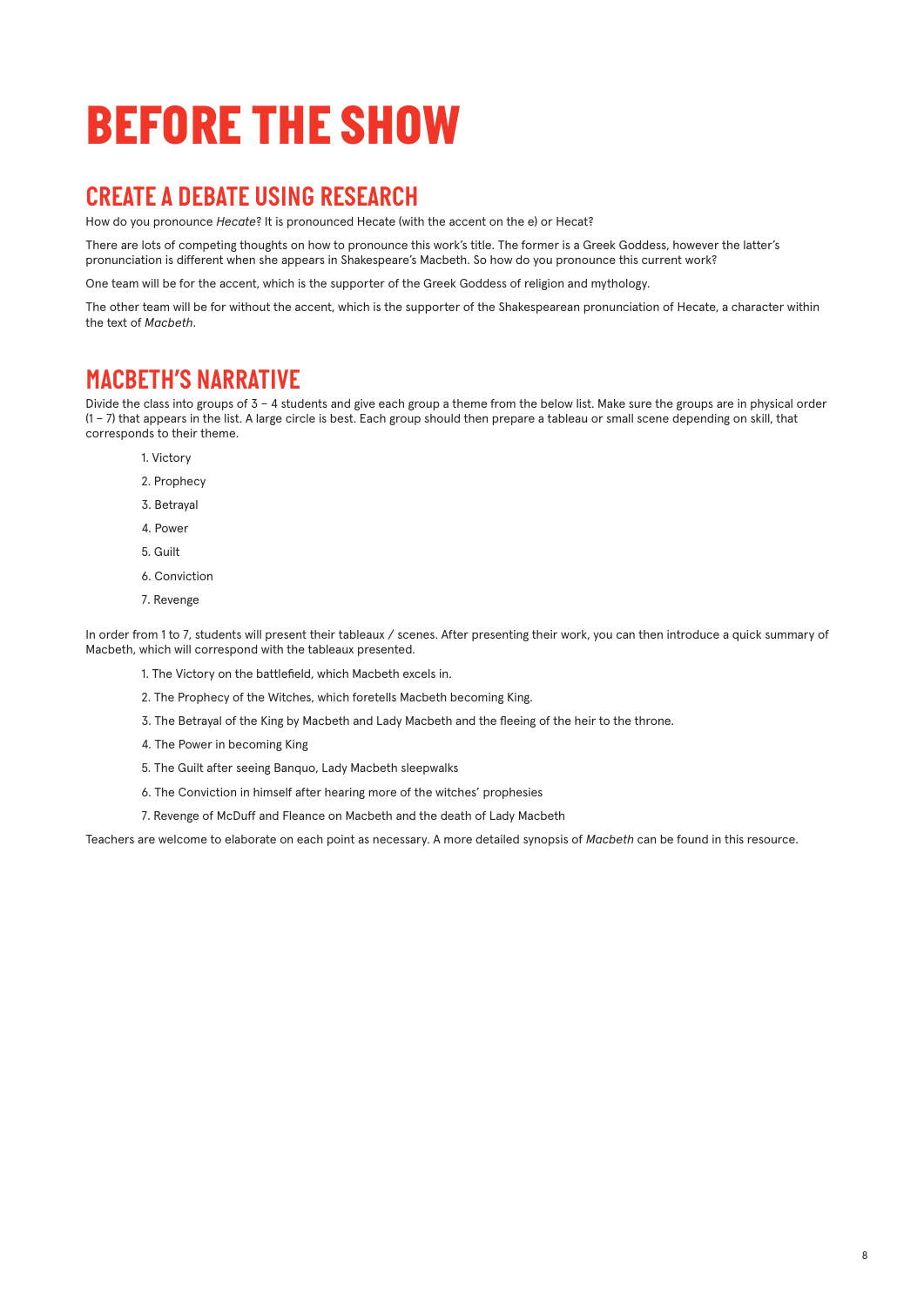# BEFORE THE SHOW

## CREATE A DEBATE USING RESEARCH

How do you pronounce *Hecate*? It is pronounced Hecate (with the accent on the e) or Hecat?

There are lots of competing thoughts on how to pronounce this work's title. The former is a Greek Goddess, however the latter's pronunciation is different when she appears in Shakespeare's Macbeth. So how do you pronounce this current work?

One team will be for the accent, which is the supporter of the Greek Goddess of religion and mythology.

The other team will be for without the accent, which is the supporter of the Shakespearean pronunciation of Hecate, a character within the text of *Macbeth*.

## MACBETH'S NARRATIVE

Divide the class into groups of 3 – 4 students and give each group a theme from the below list. Make sure the groups are in physical order (1 – 7) that appears in the list. A large circle is best. Each group should then prepare a tableau or small scene depending on skill, that corresponds to their theme.

1. Victory
2. Prophecy
3. Betrayal
4. Power
5. Guilt
6. Conviction
7. Revenge

In order from 1 to 7, students will present their tableaux / scenes. After presenting their work, you can then introduce a quick summary of Macbeth, which will correspond with the tableaux presented.

1. The Victory on the battlefield, which Macbeth excels in.
2. The Prophecy of the Witches, which foretells Macbeth becoming King.
3. The Betrayal of the King by Macbeth and Lady Macbeth and the fleeing of the heir to the throne.
4. The Power in becoming King
5. The Guilt after seeing Banquo, Lady Macbeth sleepwalks
6. The Conviction in himself after hearing more of the witches' prophesies
7. Revenge of McDuff and Fleance on Macbeth and the death of Lady Macbeth

Teachers are welcome to elaborate on each point as necessary. A more detailed synopsis of *Macbeth* can be found in this resource.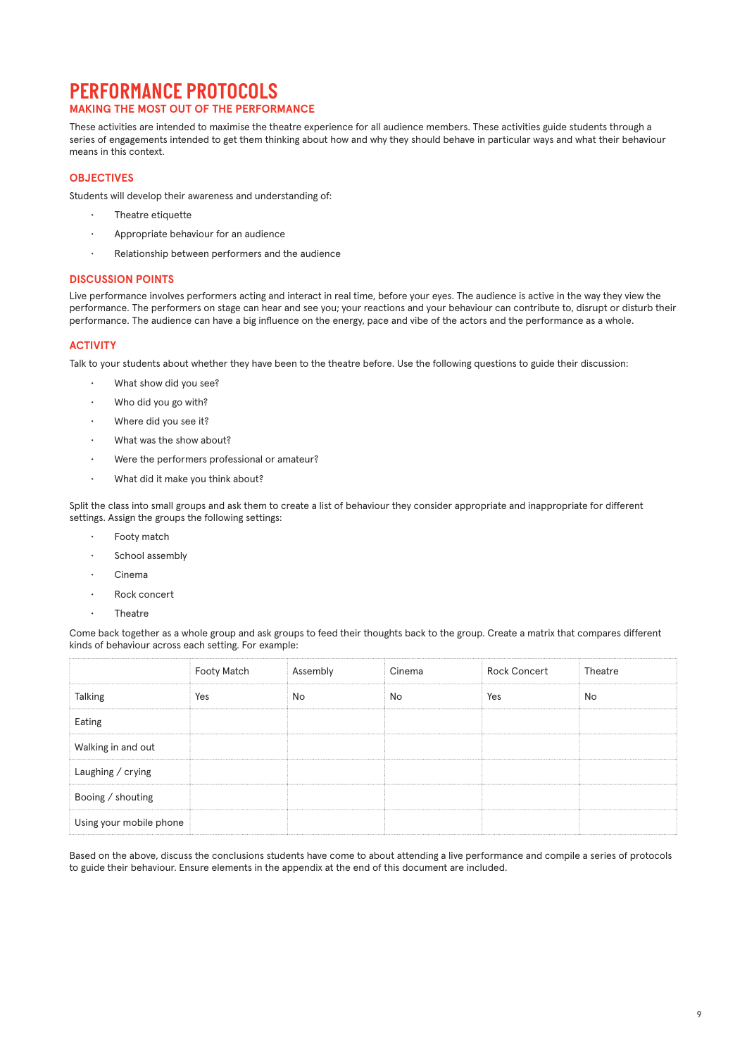# PERFORMANCE PROTOCOLS

## MAKING THE MOST OUT OF THE PERFORMANCE

These activities are intended to maximise the theatre experience for all audience members. These activities guide students through a series of engagements intended to get them thinking about how and why they should behave in particular ways and what their behaviour means in this context.

### OBJECTIVES

Students will develop their awareness and understanding of:

- Theatre etiquette
- Appropriate behaviour for an audience
- Relationship between performers and the audience

### DISCUSSION POINTS

Live performance involves performers acting and interact in real time, before your eyes. The audience is active in the way they view the performance. The performers on stage can hear and see you; your reactions and your behaviour can contribute to, disrupt or disturb their performance. The audience can have a big influence on the energy, pace and vibe of the actors and the performance as a whole.

### ACTIVITY

Talk to your students about whether they have been to the theatre before. Use the following questions to guide their discussion:

- What show did you see?
- Who did you go with?
- Where did you see it?
- What was the show about?
- Were the performers professional or amateur?
- What did it make you think about?

Split the class into small groups and ask them to create a list of behaviour they consider appropriate and inappropriate for different settings. Assign the groups the following settings:

- Footy match
- School assembly
- Cinema
- Rock concert
- Theatre

Come back together as a whole group and ask groups to feed their thoughts back to the group. Create a matrix that compares different kinds of behaviour across each setting. For example:

| | Footy Match | Assembly | Cinema | Rock Concert | Theatre |
|---|---|---|---|---|---|
| Talking | Yes | No | No | Yes | No |
| Eating | | | | | |
| Walking in and out | | | | | |
| Laughing / crying | | | | | |
| Booing / shouting | | | | | |
| Using your mobile phone | | | | | |

Based on the above, discuss the conclusions students have come to about attending a live performance and compile a series of protocols to guide their behaviour. Ensure elements in the appendix at the end of this document are included.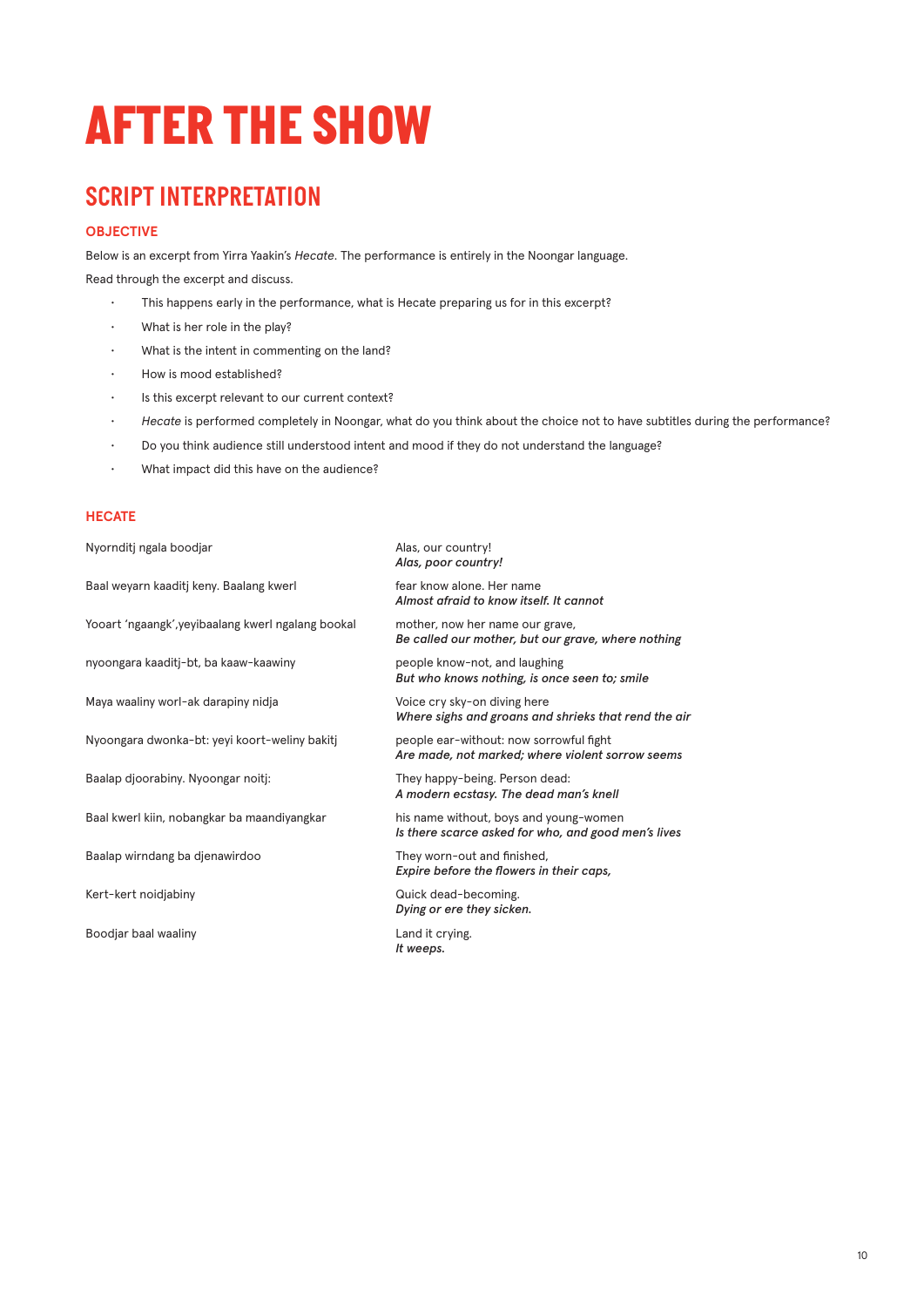# AFTER THE SHOW

## SCRIPT INTERPRETATION

### OBJECTIVE

Below is an excerpt from Yirra Yaakin's *Hecate*. The performance is entirely in the Noongar language.

Read through the excerpt and discuss.

- This happens early in the performance, what is Hecate preparing us for in this excerpt?
- What is her role in the play?
- What is the intent in commenting on the land?
- How is mood established?
- Is this excerpt relevant to our current context?
- *Hecate* is performed completely in Noongar, what do you think about the choice not to have subtitles during the performance?
- Do you think audience still understood intent and mood if they do not understand the language?
- What impact did this have on the audience?

### HECATE

| | |
|---|---|
| Nyornditj ngala boodjar | Alas, our country!<br>***Alas, poor country!*** |
| Baal weyarn kaaditj keny. Baalang kwerl | fear know alone. Her name<br>***Almost afraid to know itself. It cannot*** |
| Yooart 'ngaangk',yeyibaalang kwerl ngalang bookal | mother, now her name our grave,<br>***Be called our mother, but our grave, where nothing*** |
| nyoongara kaaditj-bt, ba kaaw-kaawiny | people know-not, and laughing<br>***But who knows nothing, is once seen to; smile*** |
| Maya waaliny worl-ak darapiny nidja | Voice cry sky-on diving here<br>***Where sighs and groans and shrieks that rend the air*** |
| Nyoongara dwonka-bt: yeyi koort-weliny bakitj | people ear-without: now sorrowful fight<br>***Are made, not marked; where violent sorrow seems*** |
| Baalap djoorabiny. Nyoongar noitj: | They happy-being. Person dead:<br>***A modern ecstasy. The dead man's knell*** |
| Baal kwerl kiin, nobangkar ba maandiyangkar | his name without, boys and young-women<br>***Is there scarce asked for who, and good men's lives*** |
| Baalap wirndang ba djenawirdoo | They worn-out and finished,<br>***Expire before the flowers in their caps,*** |
| Kert-kert noidjabiny | Quick dead-becoming.<br>***Dying or ere they sicken.*** |
| Boodjar baal waaliny | Land it crying.<br>***It weeps.*** |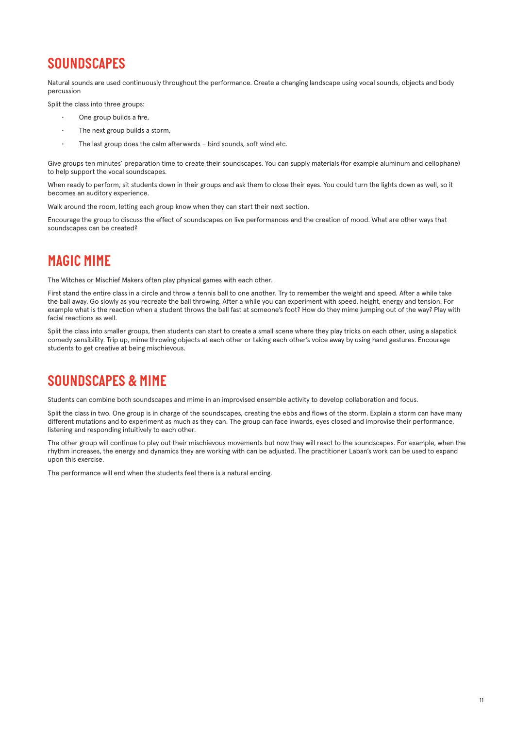## SOUNDSCAPES

Natural sounds are used continuously throughout the performance. Create a changing landscape using vocal sounds, objects and body percussion

Split the class into three groups:

- One group builds a fire,
- The next group builds a storm,
- The last group does the calm afterwards – bird sounds, soft wind etc.

Give groups ten minutes' preparation time to create their soundscapes. You can supply materials (for example aluminum and cellophane) to help support the vocal soundscapes.

When ready to perform, sit students down in their groups and ask them to close their eyes. You could turn the lights down as well, so it becomes an auditory experience.

Walk around the room, letting each group know when they can start their next section.

Encourage the group to discuss the effect of soundscapes on live performances and the creation of mood. What are other ways that soundscapes can be created?

## MAGIC MIME

The Witches or Mischief Makers often play physical games with each other.

First stand the entire class in a circle and throw a tennis ball to one another. Try to remember the weight and speed. After a while take the ball away. Go slowly as you recreate the ball throwing. After a while you can experiment with speed, height, energy and tension. For example what is the reaction when a student throws the ball fast at someone's foot? How do they mime jumping out of the way? Play with facial reactions as well.

Split the class into smaller groups, then students can start to create a small scene where they play tricks on each other, using a slapstick comedy sensibility. Trip up, mime throwing objects at each other or taking each other's voice away by using hand gestures. Encourage students to get creative at being mischievous.

## SOUNDSCAPES & MIME

Students can combine both soundscapes and mime in an improvised ensemble activity to develop collaboration and focus.

Split the class in two. One group is in charge of the soundscapes, creating the ebbs and flows of the storm. Explain a storm can have many different mutations and to experiment as much as they can. The group can face inwards, eyes closed and improvise their performance, listening and responding intuitively to each other.

The other group will continue to play out their mischievous movements but now they will react to the soundscapes. For example, when the rhythm increases, the energy and dynamics they are working with can be adjusted. The practitioner Laban's work can be used to expand upon this exercise.

The performance will end when the students feel there is a natural ending.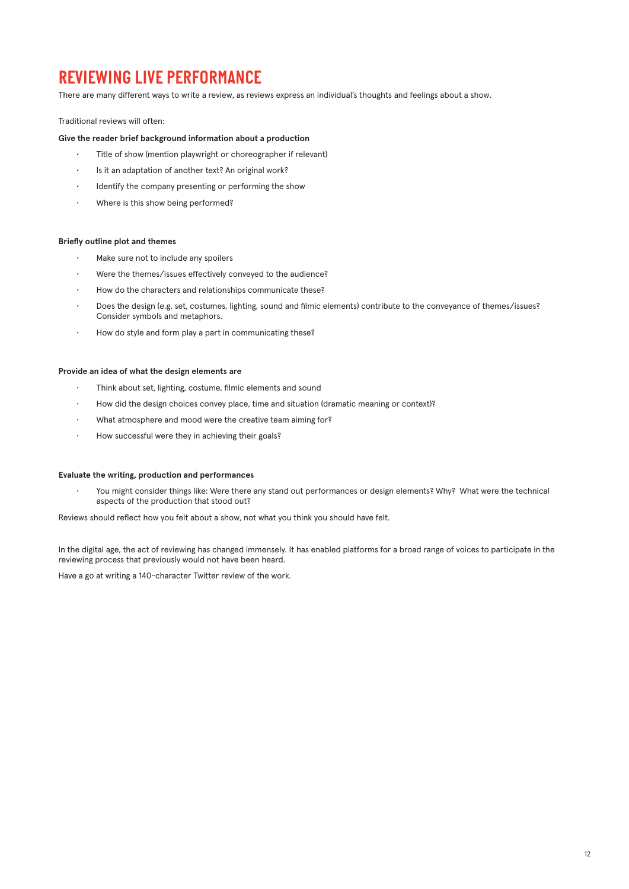# REVIEWING LIVE PERFORMANCE

There are many different ways to write a review, as reviews express an individual's thoughts and feelings about a show.

Traditional reviews will often:

**Give the reader brief background information about a production**

- Title of show (mention playwright or choreographer if relevant)
- Is it an adaptation of another text? An original work?
- Identify the company presenting or performing the show
- Where is this show being performed?

**Briefly outline plot and themes**

- Make sure not to include any spoilers
- Were the themes/issues effectively conveyed to the audience?
- How do the characters and relationships communicate these?
- Does the design (e.g. set, costumes, lighting, sound and filmic elements) contribute to the conveyance of themes/issues? Consider symbols and metaphors.
- How do style and form play a part in communicating these?

**Provide an idea of what the design elements are**

- Think about set, lighting, costume, filmic elements and sound
- How did the design choices convey place, time and situation (dramatic meaning or context)?
- What atmosphere and mood were the creative team aiming for?
- How successful were they in achieving their goals?

**Evaluate the writing, production and performances**

- You might consider things like: Were there any stand out performances or design elements? Why? What were the technical aspects of the production that stood out?

Reviews should reflect how you felt about a show, not what you think you should have felt.

In the digital age, the act of reviewing has changed immensely. It has enabled platforms for a broad range of voices to participate in the reviewing process that previously would not have been heard.

Have a go at writing a 140-character Twitter review of the work.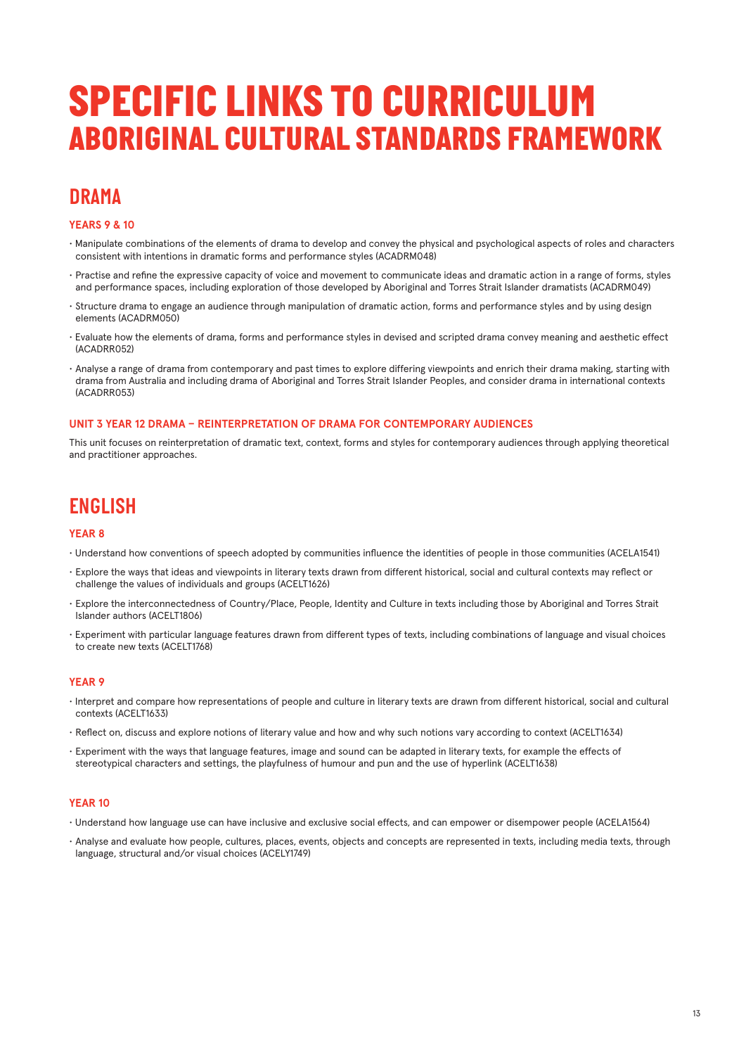# SPECIFIC LINKS TO CURRICULUM
## ABORIGINAL CULTURAL STANDARDS FRAMEWORK

## DRAMA

### YEARS 9 & 10

- Manipulate combinations of the elements of drama to develop and convey the physical and psychological aspects of roles and characters consistent with intentions in dramatic forms and performance styles (ACADRM048)
- Practise and refine the expressive capacity of voice and movement to communicate ideas and dramatic action in a range of forms, styles and performance spaces, including exploration of those developed by Aboriginal and Torres Strait Islander dramatists (ACADRM049)
- Structure drama to engage an audience through manipulation of dramatic action, forms and performance styles and by using design elements (ACADRM050)
- Evaluate how the elements of drama, forms and performance styles in devised and scripted drama convey meaning and aesthetic effect (ACADRR052)
- Analyse a range of drama from contemporary and past times to explore differing viewpoints and enrich their drama making, starting with drama from Australia and including drama of Aboriginal and Torres Strait Islander Peoples, and consider drama in international contexts (ACADRR053)

### UNIT 3 YEAR 12 DRAMA – REINTERPRETATION OF DRAMA FOR CONTEMPORARY AUDIENCES

This unit focuses on reinterpretation of dramatic text, context, forms and styles for contemporary audiences through applying theoretical and practitioner approaches.

## ENGLISH

### YEAR 8

- Understand how conventions of speech adopted by communities influence the identities of people in those communities (ACELA1541)
- Explore the ways that ideas and viewpoints in literary texts drawn from different historical, social and cultural contexts may reflect or challenge the values of individuals and groups (ACELT1626)
- Explore the interconnectedness of Country/Place, People, Identity and Culture in texts including those by Aboriginal and Torres Strait Islander authors (ACELT1806)
- Experiment with particular language features drawn from different types of texts, including combinations of language and visual choices to create new texts (ACELT1768)

### YEAR 9

- Interpret and compare how representations of people and culture in literary texts are drawn from different historical, social and cultural contexts (ACELT1633)
- Reflect on, discuss and explore notions of literary value and how and why such notions vary according to context (ACELT1634)
- Experiment with the ways that language features, image and sound can be adapted in literary texts, for example the effects of stereotypical characters and settings, the playfulness of humour and pun and the use of hyperlink (ACELT1638)

### YEAR 10

- Understand how language use can have inclusive and exclusive social effects, and can empower or disempower people (ACELA1564)
- Analyse and evaluate how people, cultures, places, events, objects and concepts are represented in texts, including media texts, through language, structural and/or visual choices (ACELY1749)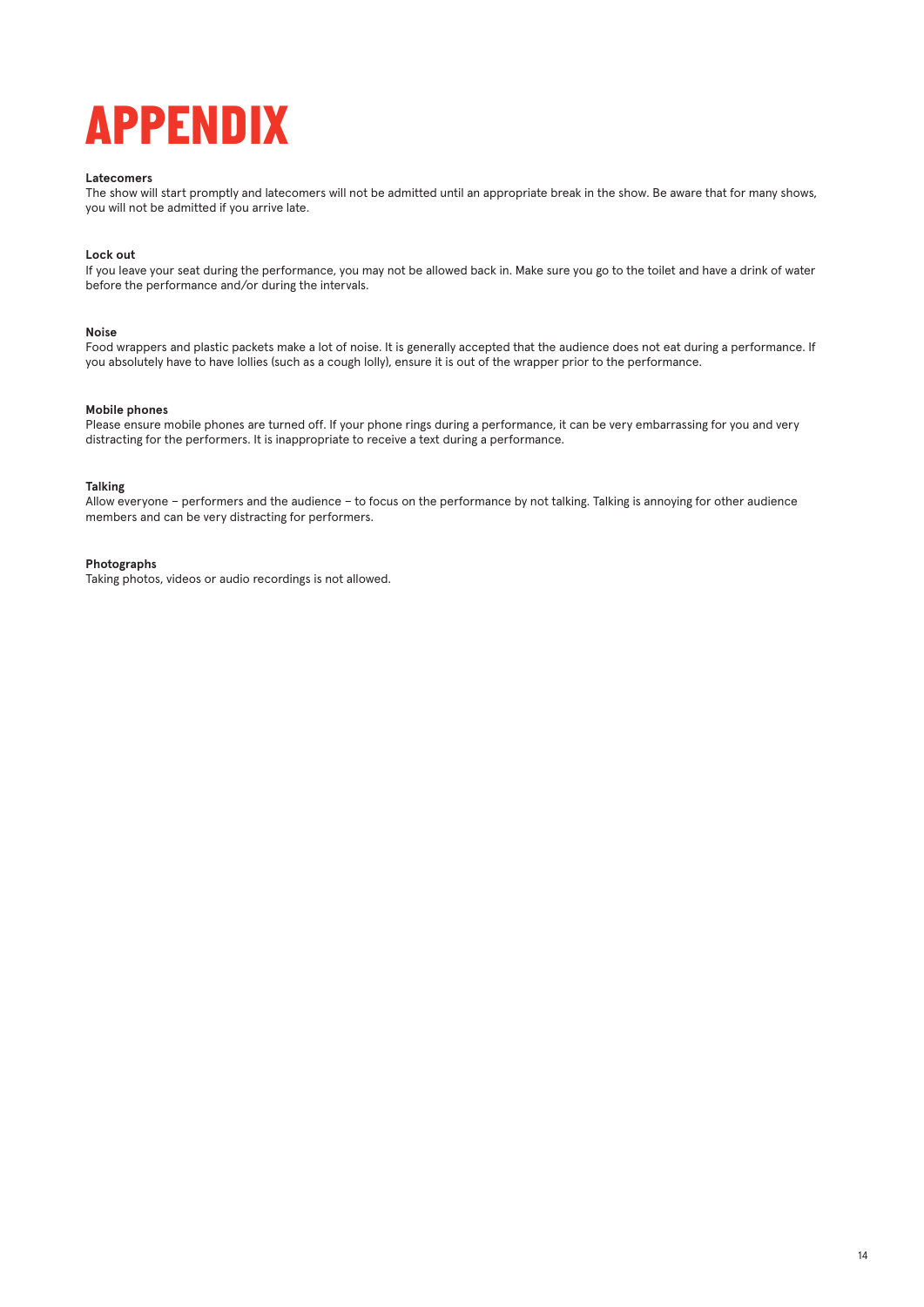# APPENDIX

**Latecomers**
The show will start promptly and latecomers will not be admitted until an appropriate break in the show. Be aware that for many shows, you will not be admitted if you arrive late.

**Lock out**
If you leave your seat during the performance, you may not be allowed back in. Make sure you go to the toilet and have a drink of water before the performance and/or during the intervals.

**Noise**
Food wrappers and plastic packets make a lot of noise. It is generally accepted that the audience does not eat during a performance. If you absolutely have to have lollies (such as a cough lolly), ensure it is out of the wrapper prior to the performance.

**Mobile phones**
Please ensure mobile phones are turned off. If your phone rings during a performance, it can be very embarrassing for you and very distracting for the performers. It is inappropriate to receive a text during a performance.

**Talking**
Allow everyone – performers and the audience – to focus on the performance by not talking. Talking is annoying for other audience members and can be very distracting for performers.

**Photographs**
Taking photos, videos or audio recordings is not allowed.